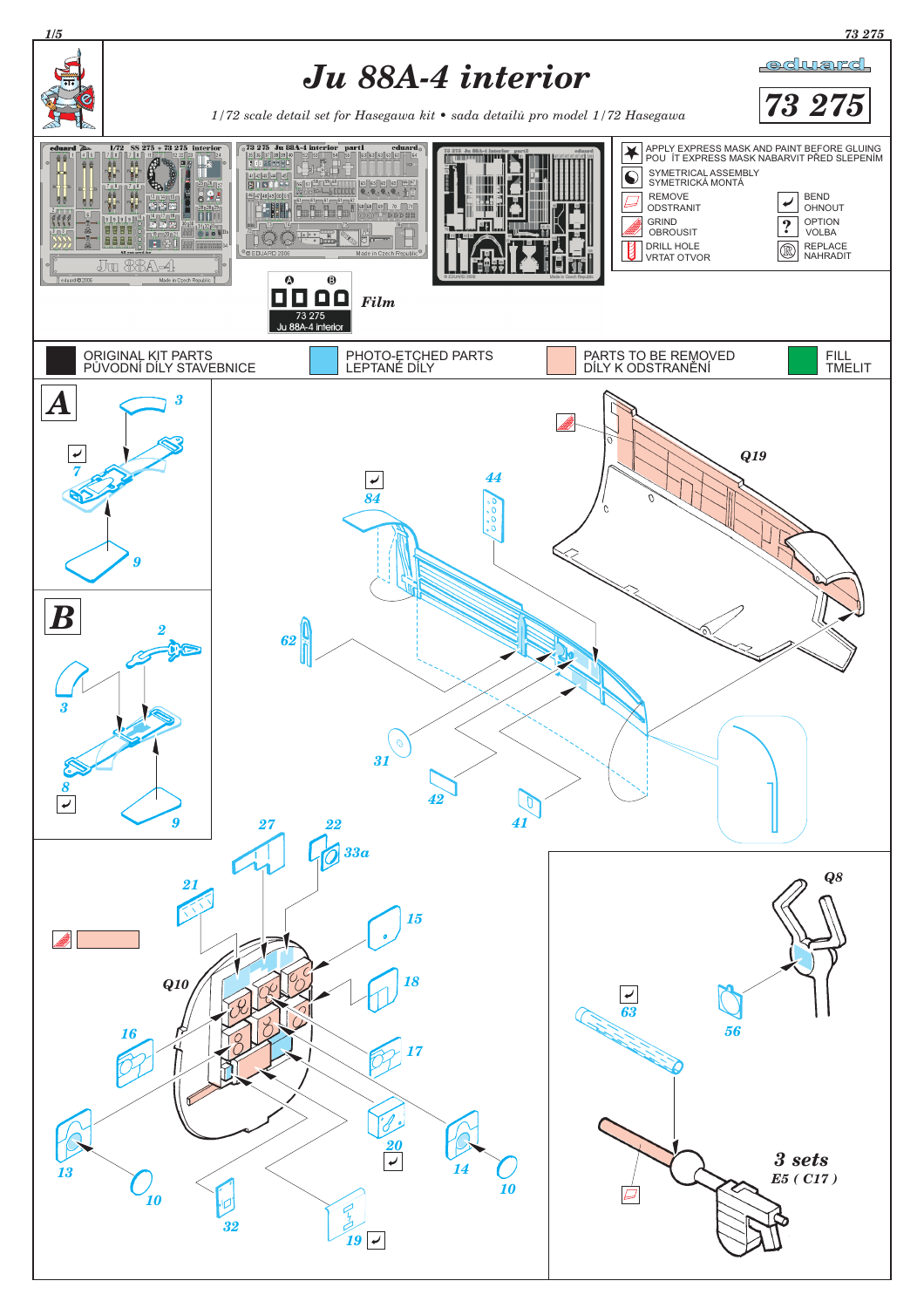# Ju 88A-4 interior

*1/72 scale detail set for Hasegawa kit • sada detailů pro model 1/72 Hasegawa*

eduard

**73 275**

Film

73 275
Ju 88A-4 interior

- APPLY EXPRESS MASK AND PAINT BEFORE GLUING / POU IT EXPRESS MASK NABARVIT PŘED SLEPENÍM
- SYMETRICAL ASSEMBLY / SYMETRICKÁ MONTÁ
- REMOVE / ODSTRANIT
- BEND / OHNOUT
- GRIND / OBROUSIT
- OPTION / VOLBA
- DRILL HOLE / VRTAT OTVOR
- REPLACE / NAHRADIT

| ORIGINAL KIT PARTS / PŮVODNÍ DÍLY STAVEBNICE | PHOTO-ETCHED PARTS / LEPTANÉ DÍLY | PARTS TO BE REMOVED / DÍLY K ODSTRANĚNÍ | FILL / TMELIT |
|---|---|---|---|

**A** 3, 7, 9

**B** 2, 3, 8, 9

Q19, 44, 84, 62, 31, 42, 41

27, 22, 33a, 21, 15, Q10, 18, 16, 17, 13, 10, 20, 14, 10, 32, 19

Q8, 63, 56

**3 sets**
**E5 ( C17 )**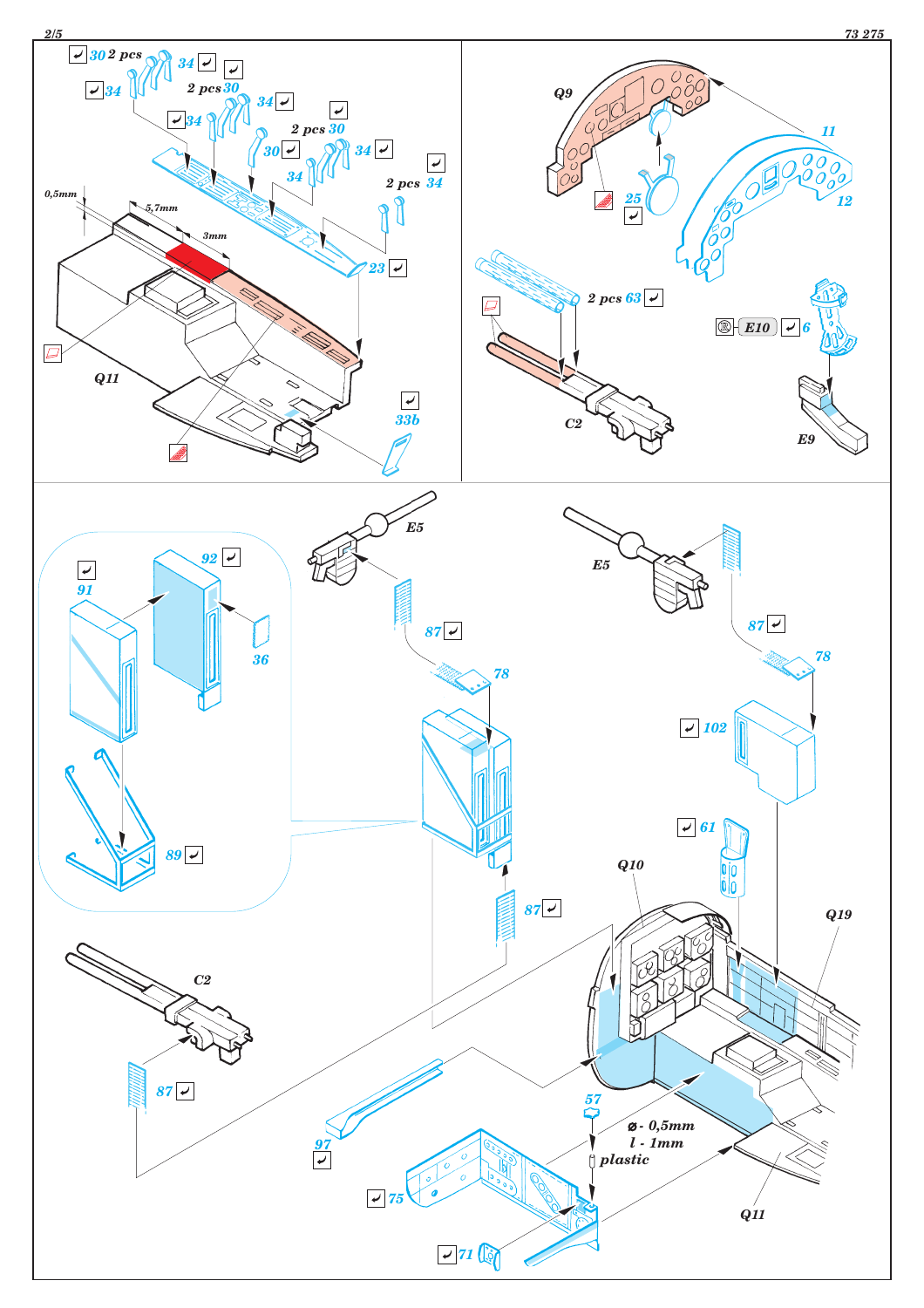30 2 pcs

34

34

2 pcs 30

34

34

2 pcs 30

30

34

34

2 pcs 34

0,5mm

5,7mm

3mm

23

Q11

33b

Q9

11

25

12

2 pcs 63

E10 6

C2

E9

E5

E5

92

91

36

87

78

87

78

102

89

61

Q10

87

Q19

C2

87

57

97

ø - 0,5mm
l - 1mm
plastic

75

Q11

71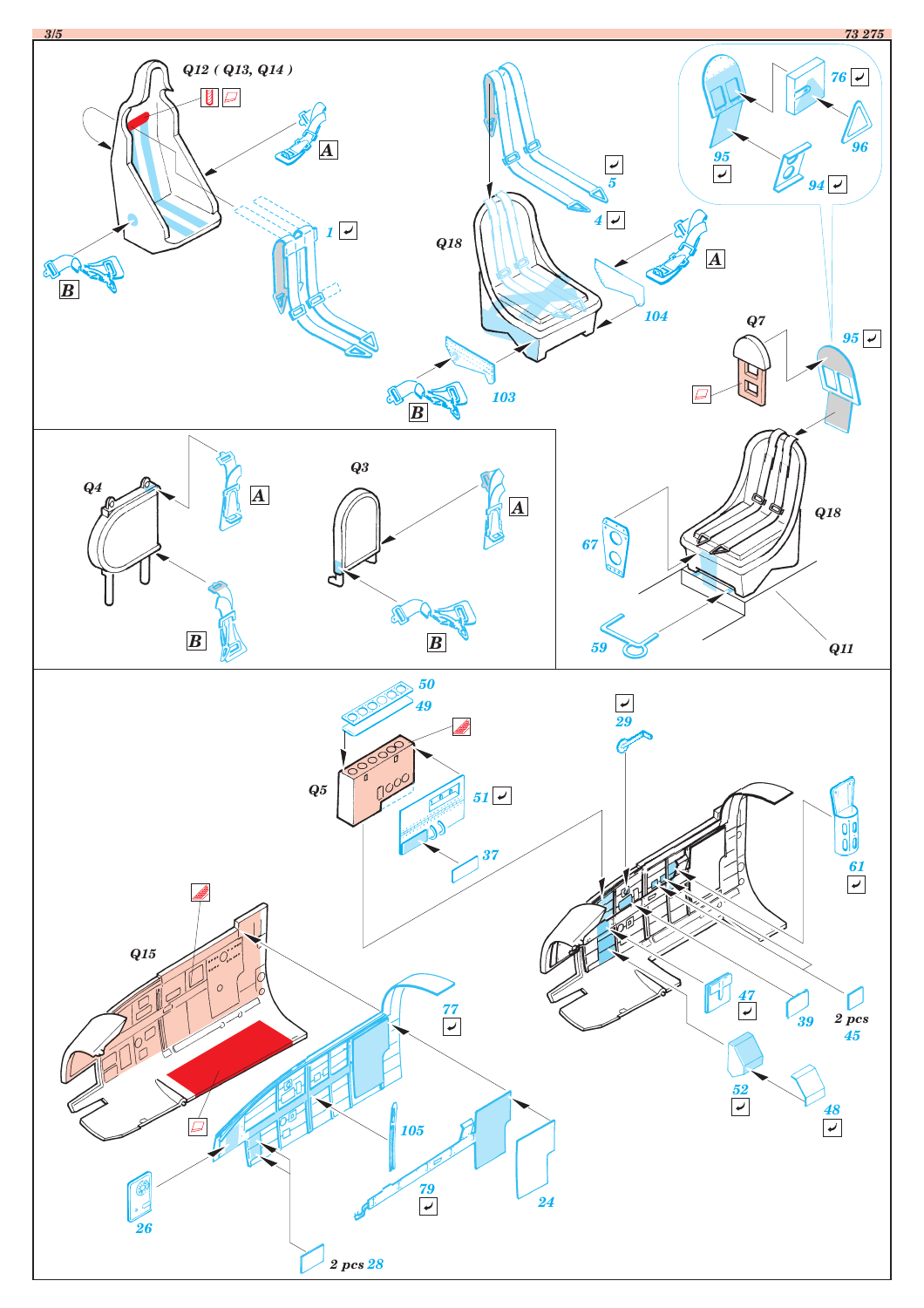Q12 ( Q13, Q14 )

A

B

1

5

4

A

Q18

104

103

B

76

96

95

94

95

Q7

Q4

A

B

Q3

A

B

67

Q18

59

Q11

50

49

Q5

51

37

29

61

Q15

47

39

2 pcs 45

77

52

48

105

79

24

26

2 pcs 28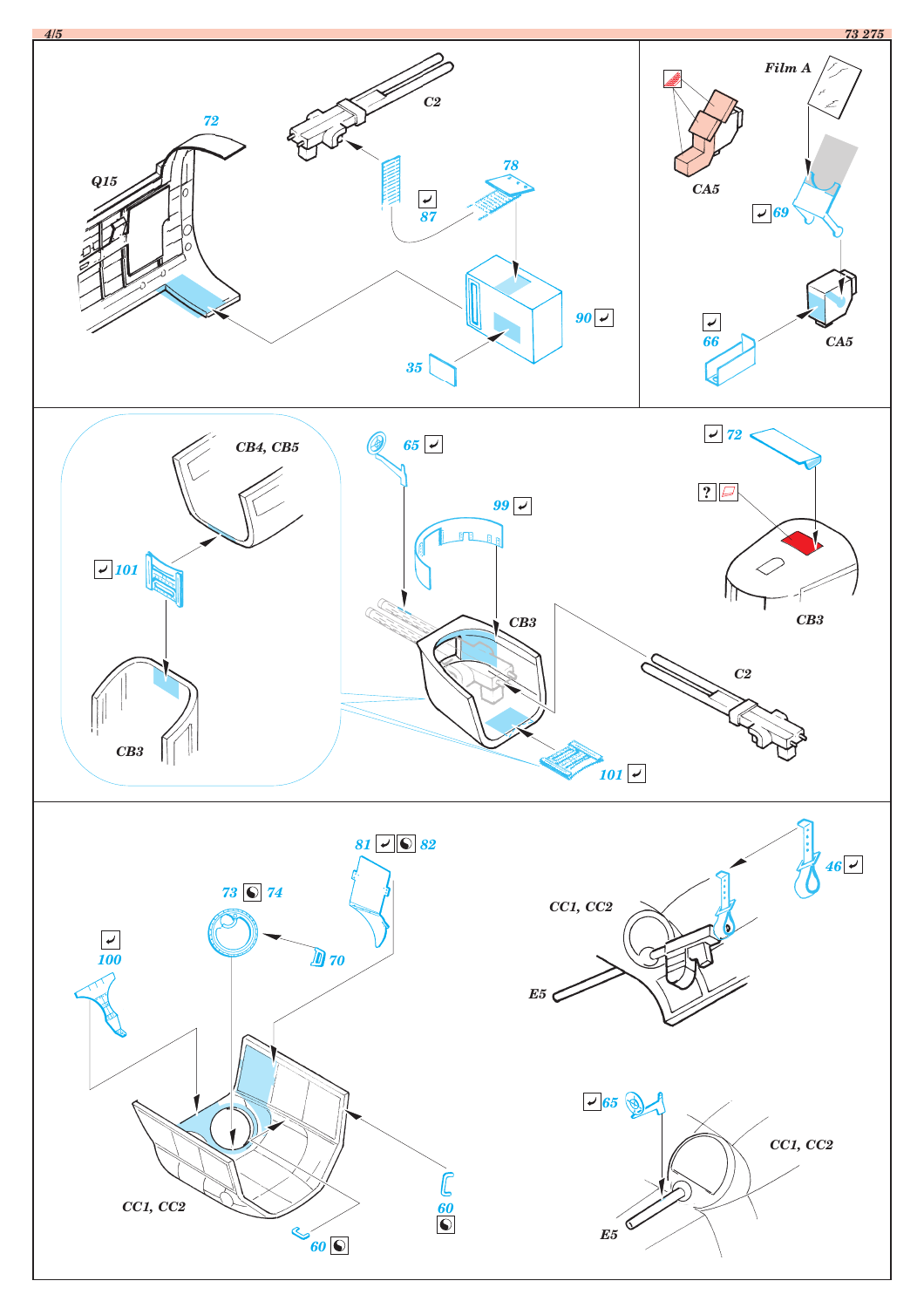Q15

72

C2

87

78

90

35

Film A

CA5

69

66

CA5

CB4, CB5

101

CB3

65

99

CB3

101

72

?

CB3

C2

81 82

73 74

70

100

CC1, CC2

60

60

46

CC1, CC2

E5

65

CC1, CC2

E5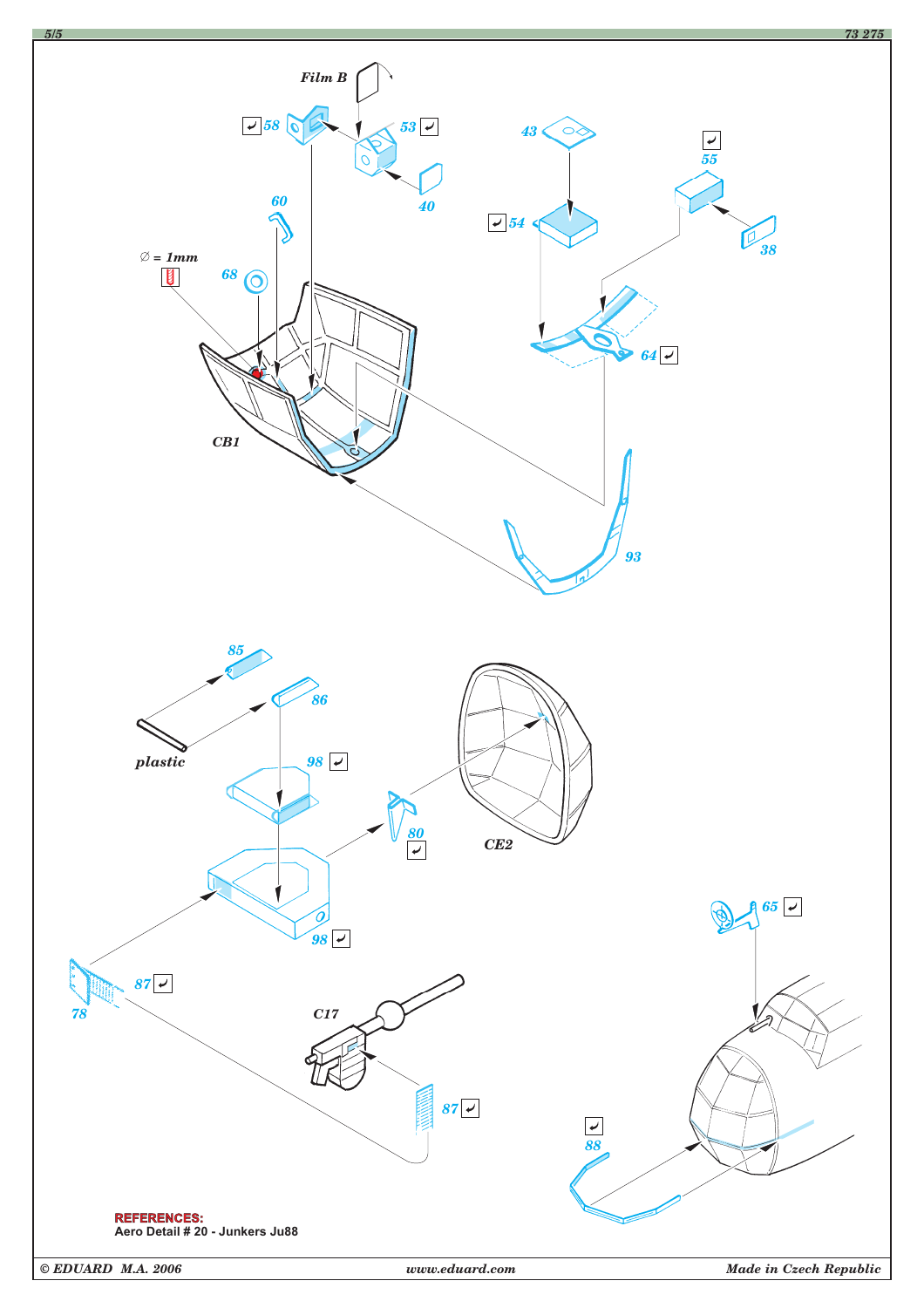Film B

58

53

40

43

55

54

38

60

∅ = 1mm

68

64

CB1

93

85

86

plastic

98

80

CE2

98

65

87

78

C17

87

88

**REFERENCES:**
Aero Detail # 20 - Junkers Ju88